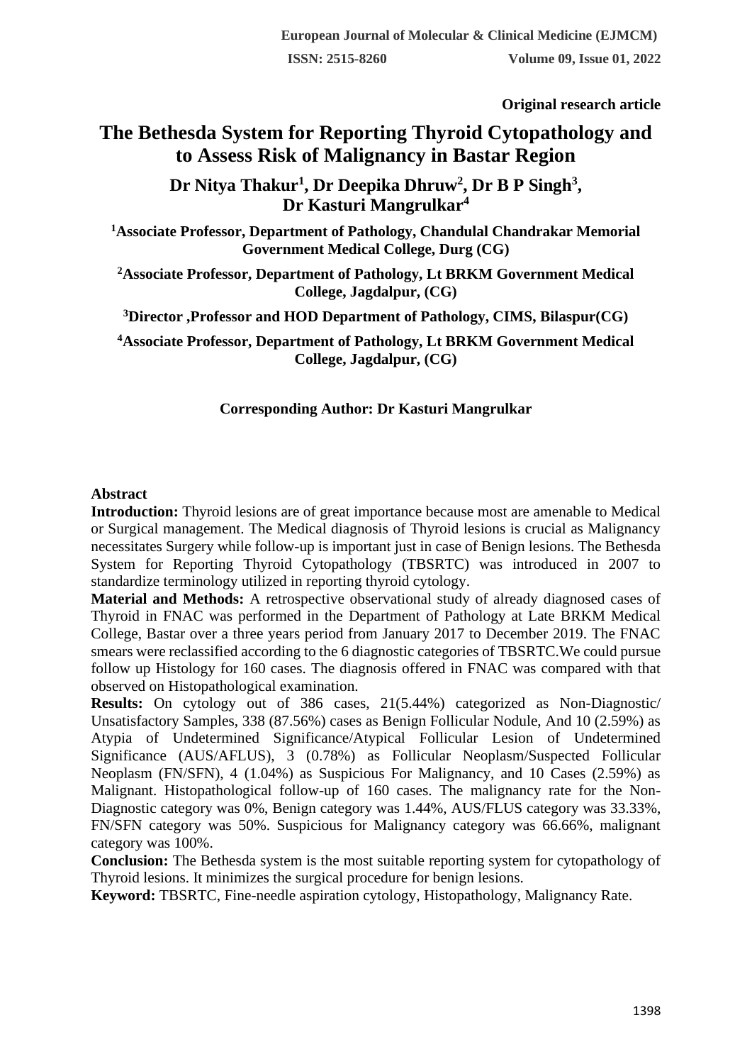Original research article

# The Bethesda System for Reporting Thyroid Cytopathology and to Assess Risk of Malignancy in Bastar Region

**Dr Nitya Thakur[1], Dr Deepika Dhruw[2], Dr B P Singh[3], Dr Kasturi Mangrulkar[4]**

[1]Associate Professor, Department of Pathology, Chandulal Chandrakar Memorial Government Medical College, Durg (CG)

[2]Associate Professor, Department of Pathology, Lt BRKM Government Medical College, Jagdalpur, (CG)

[3]Director ,Professor and HOD Department of Pathology, CIMS, Bilaspur(CG)

[4]Associate Professor, Department of Pathology, Lt BRKM Government Medical College, Jagdalpur, (CG)

**Corresponding Author: Dr Kasturi Mangrulkar**

## Abstract

**Introduction:** Thyroid lesions are of great importance because most are amenable to Medical or Surgical management. The Medical diagnosis of Thyroid lesions is crucial as Malignancy necessitates Surgery while follow-up is important just in case of Benign lesions. The Bethesda System for Reporting Thyroid Cytopathology (TBSRTC) was introduced in 2007 to standardize terminology utilized in reporting thyroid cytology.

**Material and Methods:** A retrospective observational study of already diagnosed cases of Thyroid in FNAC was performed in the Department of Pathology at Late BRKM Medical College, Bastar over a three years period from January 2017 to December 2019. The FNAC smears were reclassified according to the 6 diagnostic categories of TBSRTC.We could pursue follow up Histology for 160 cases. The diagnosis offered in FNAC was compared with that observed on Histopathological examination.

**Results:** On cytology out of 386 cases, 21(5.44%) categorized as Non-Diagnostic/ Unsatisfactory Samples, 338 (87.56%) cases as Benign Follicular Nodule, And 10 (2.59%) as Atypia of Undetermined Significance/Atypical Follicular Lesion of Undetermined Significance (AUS/AFLUS), 3 (0.78%) as Follicular Neoplasm/Suspected Follicular Neoplasm (FN/SFN), 4 (1.04%) as Suspicious For Malignancy, and 10 Cases (2.59%) as Malignant. Histopathological follow-up of 160 cases. The malignancy rate for the Non-Diagnostic category was 0%, Benign category was 1.44%, AUS/FLUS category was 33.33%, FN/SFN category was 50%. Suspicious for Malignancy category was 66.66%, malignant category was 100%.

**Conclusion:** The Bethesda system is the most suitable reporting system for cytopathology of Thyroid lesions. It minimizes the surgical procedure for benign lesions.

**Keyword:** TBSRTC, Fine-needle aspiration cytology, Histopathology, Malignancy Rate.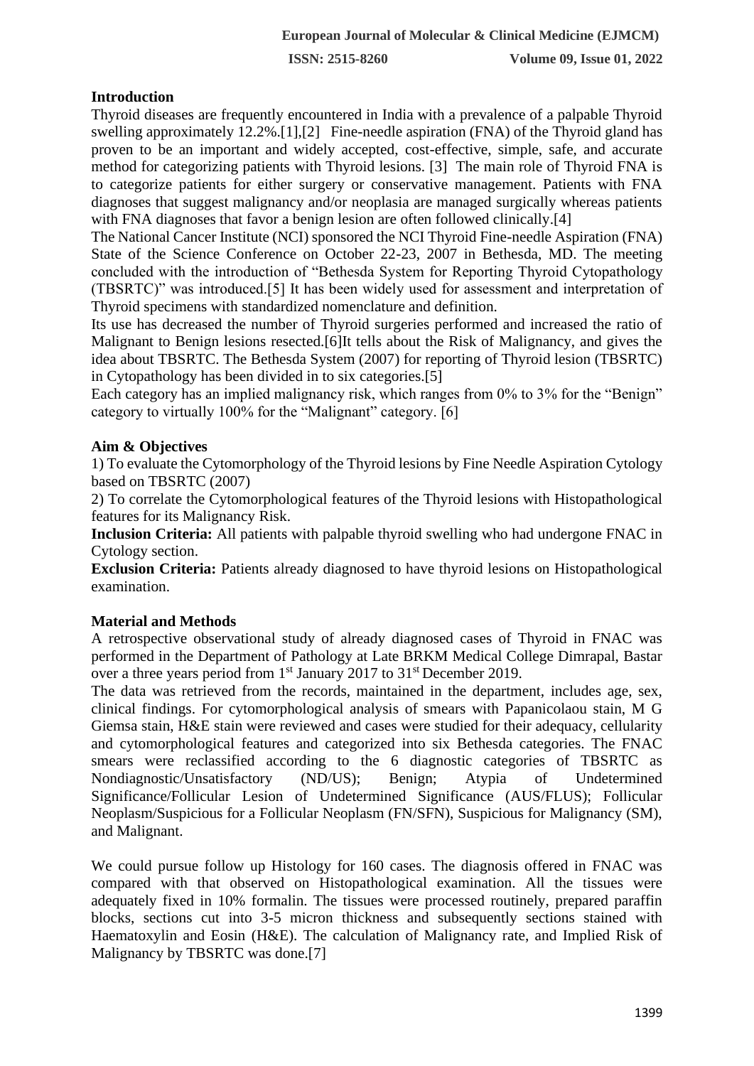## Introduction

Thyroid diseases are frequently encountered in India with a prevalence of a palpable Thyroid swelling approximately 12.2%.[1],[2] Fine-needle aspiration (FNA) of the Thyroid gland has proven to be an important and widely accepted, cost-effective, simple, safe, and accurate method for categorizing patients with Thyroid lesions. [3] The main role of Thyroid FNA is to categorize patients for either surgery or conservative management. Patients with FNA diagnoses that suggest malignancy and/or neoplasia are managed surgically whereas patients with FNA diagnoses that favor a benign lesion are often followed clinically.[4]

The National Cancer Institute (NCI) sponsored the NCI Thyroid Fine-needle Aspiration (FNA) State of the Science Conference on October 22-23, 2007 in Bethesda, MD. The meeting concluded with the introduction of "Bethesda System for Reporting Thyroid Cytopathology (TBSRTC)" was introduced.[5] It has been widely used for assessment and interpretation of Thyroid specimens with standardized nomenclature and definition.

Its use has decreased the number of Thyroid surgeries performed and increased the ratio of Malignant to Benign lesions resected.[6]It tells about the Risk of Malignancy, and gives the idea about TBSRTC. The Bethesda System (2007) for reporting of Thyroid lesion (TBSRTC) in Cytopathology has been divided in to six categories.[5]

Each category has an implied malignancy risk, which ranges from 0% to 3% for the "Benign" category to virtually 100% for the "Malignant" category. [6]

## Aim & Objectives

1) To evaluate the Cytomorphology of the Thyroid lesions by Fine Needle Aspiration Cytology based on TBSRTC (2007)

2) To correlate the Cytomorphological features of the Thyroid lesions with Histopathological features for its Malignancy Risk.

**Inclusion Criteria:** All patients with palpable thyroid swelling who had undergone FNAC in Cytology section.

**Exclusion Criteria:** Patients already diagnosed to have thyroid lesions on Histopathological examination.

## Material and Methods

A retrospective observational study of already diagnosed cases of Thyroid in FNAC was performed in the Department of Pathology at Late BRKM Medical College Dimrapal, Bastar over a three years period from 1st January 2017 to 31st December 2019.

The data was retrieved from the records, maintained in the department, includes age, sex, clinical findings. For cytomorphological analysis of smears with Papanicolaou stain, M G Giemsa stain, H&E stain were reviewed and cases were studied for their adequacy, cellularity and cytomorphological features and categorized into six Bethesda categories. The FNAC smears were reclassified according to the 6 diagnostic categories of TBSRTC as Nondiagnostic/Unsatisfactory (ND/US); Benign; Atypia of Undetermined Significance/Follicular Lesion of Undetermined Significance (AUS/FLUS); Follicular Neoplasm/Suspicious for a Follicular Neoplasm (FN/SFN), Suspicious for Malignancy (SM), and Malignant.

We could pursue follow up Histology for 160 cases. The diagnosis offered in FNAC was compared with that observed on Histopathological examination. All the tissues were adequately fixed in 10% formalin. The tissues were processed routinely, prepared paraffin blocks, sections cut into 3-5 micron thickness and subsequently sections stained with Haematoxylin and Eosin (H&E). The calculation of Malignancy rate, and Implied Risk of Malignancy by TBSRTC was done.[7]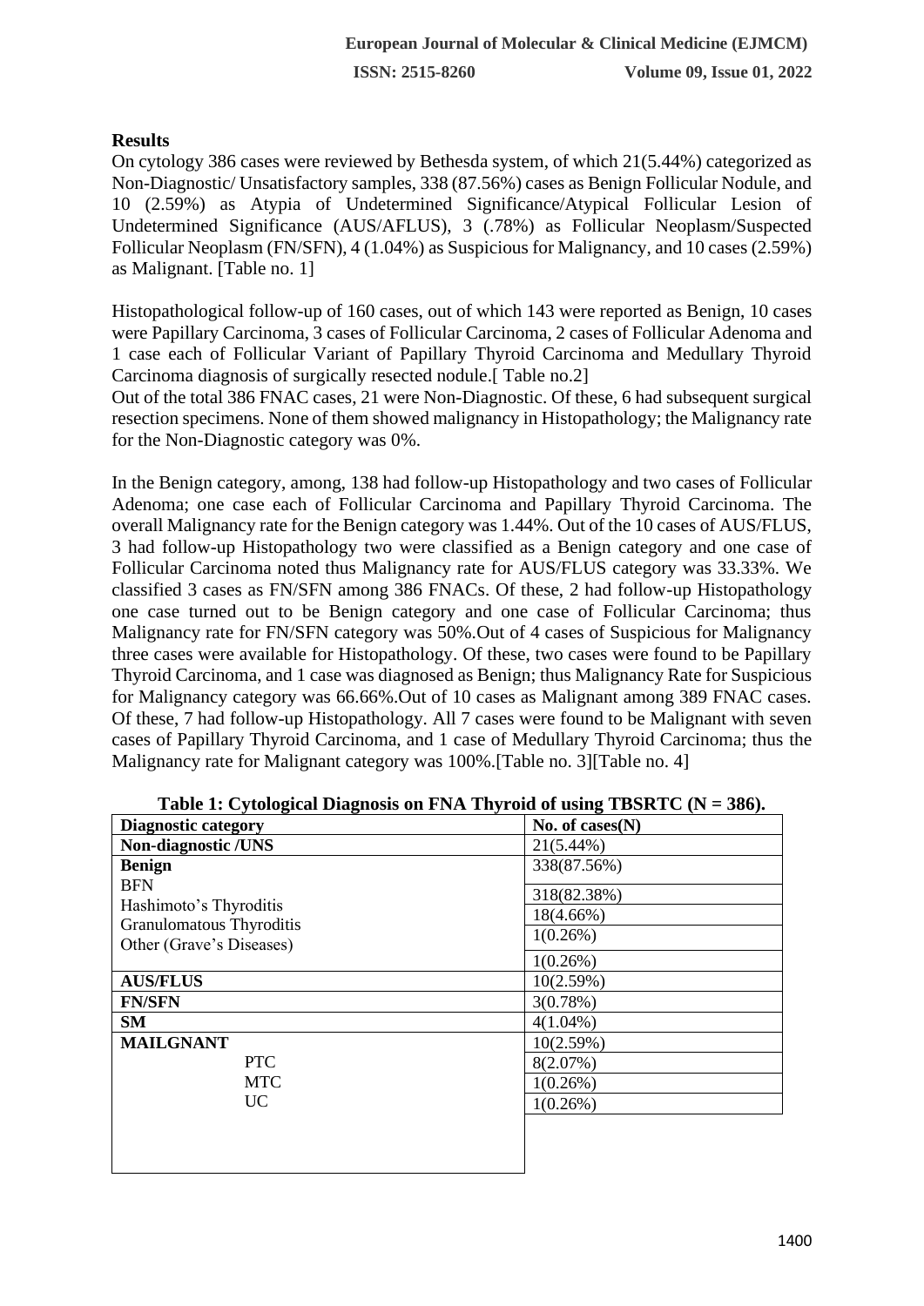## Results

On cytology 386 cases were reviewed by Bethesda system, of which 21(5.44%) categorized as Non-Diagnostic/ Unsatisfactory samples, 338 (87.56%) cases as Benign Follicular Nodule, and 10 (2.59%) as Atypia of Undetermined Significance/Atypical Follicular Lesion of Undetermined Significance (AUS/AFLUS), 3 (.78%) as Follicular Neoplasm/Suspected Follicular Neoplasm (FN/SFN), 4 (1.04%) as Suspicious for Malignancy, and 10 cases (2.59%) as Malignant. [Table no. 1]

Histopathological follow-up of 160 cases, out of which 143 were reported as Benign, 10 cases were Papillary Carcinoma, 3 cases of Follicular Carcinoma, 2 cases of Follicular Adenoma and 1 case each of Follicular Variant of Papillary Thyroid Carcinoma and Medullary Thyroid Carcinoma diagnosis of surgically resected nodule.[ Table no.2]

Out of the total 386 FNAC cases, 21 were Non-Diagnostic. Of these, 6 had subsequent surgical resection specimens. None of them showed malignancy in Histopathology; the Malignancy rate for the Non-Diagnostic category was 0%.

In the Benign category, among, 138 had follow-up Histopathology and two cases of Follicular Adenoma; one case each of Follicular Carcinoma and Papillary Thyroid Carcinoma. The overall Malignancy rate for the Benign category was 1.44%. Out of the 10 cases of AUS/FLUS, 3 had follow-up Histopathology two were classified as a Benign category and one case of Follicular Carcinoma noted thus Malignancy rate for AUS/FLUS category was 33.33%. We classified 3 cases as FN/SFN among 386 FNACs. Of these, 2 had follow-up Histopathology one case turned out to be Benign category and one case of Follicular Carcinoma; thus Malignancy rate for FN/SFN category was 50%.Out of 4 cases of Suspicious for Malignancy three cases were available for Histopathology. Of these, two cases were found to be Papillary Thyroid Carcinoma, and 1 case was diagnosed as Benign; thus Malignancy Rate for Suspicious for Malignancy category was 66.66%.Out of 10 cases as Malignant among 389 FNAC cases. Of these, 7 had follow-up Histopathology. All 7 cases were found to be Malignant with seven cases of Papillary Thyroid Carcinoma, and 1 case of Medullary Thyroid Carcinoma; thus the Malignancy rate for Malignant category was 100%.[Table no. 3][Table no. 4]

**Table 1: Cytological Diagnosis on FNA Thyroid of using TBSRTC (N = 386).**

| Diagnostic category | No. of cases(N) |
|---|---|
| **Non-diagnostic /UNS** | 21(5.44%) |
| **Benign** | 338(87.56%) |
| BFN | 318(82.38%) |
| Hashimoto's Thyroditis | 18(4.66%) |
| Granulomatous Thyroditis | 1(0.26%) |
| Other (Grave's Diseases) | 1(0.26%) |
| **AUS/FLUS** | 10(2.59%) |
| **FN/SFN** | 3(0.78%) |
| **SM** | 4(1.04%) |
| **MAILGNANT** | 10(2.59%) |
| PTC | 8(2.07%) |
| MTC | 1(0.26%) |
| UC | 1(0.26%) |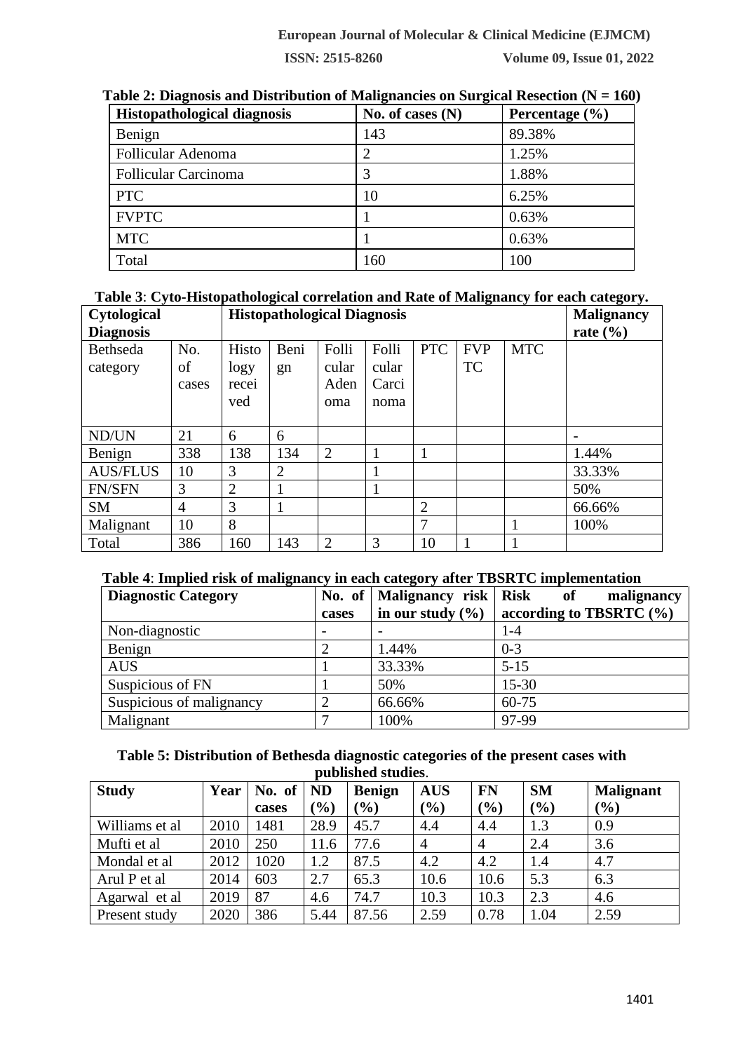**Table 2: Diagnosis and Distribution of Malignancies on Surgical Resection (N = 160)**

| Histopathological diagnosis | No. of cases (N) | Percentage (%) |
|---|---|---|
| Benign | 143 | 89.38% |
| Follicular Adenoma | 2 | 1.25% |
| Follicular Carcinoma | 3 | 1.88% |
| PTC | 10 | 6.25% |
| FVPTC | 1 | 0.63% |
| MTC | 1 | 0.63% |
| Total | 160 | 100 |

**Table 3**: **Cyto-Histopathological correlation and Rate of Malignancy for each category.**

| Cytological Diagnosis | | Histopathological Diagnosis | | | | | | | Malignancy rate (%) |
|---|---|---|---|---|---|---|---|---|---|
| Bethseda category | No. of cases | Histology received | Benign | Follicular Adenoma | Follicular Carcinoma | PTC | FVPTC | MTC | |
| ND/UN | 21 | 6 | 6 | | | | | | - |
| Benign | 338 | 138 | 134 | 2 | 1 | 1 | | | 1.44% |
| AUS/FLUS | 10 | 3 | 2 | | 1 | | | | 33.33% |
| FN/SFN | 3 | 2 | 1 | | 1 | | | | 50% |
| SM | 4 | 3 | 1 | | | 2 | | | 66.66% |
| Malignant | 10 | 8 | | | | 7 | | 1 | 100% |
| Total | 386 | 160 | 143 | 2 | 3 | 10 | 1 | 1 | |

**Table 4**: **Implied risk of malignancy in each category after TBSRTC implementation**

| Diagnostic Category | No. of cases | Malignancy risk in our study (%) | Risk of malignancy according to TBSRTC (%) |
|---|---|---|---|
| Non-diagnostic | - | - | 1-4 |
| Benign | 2 | 1.44% | 0-3 |
| AUS | 1 | 33.33% | 5-15 |
| Suspicious of FN | 1 | 50% | 15-30 |
| Suspicious of malignancy | 2 | 66.66% | 60-75 |
| Malignant | 7 | 100% | 97-99 |

**Table 5: Distribution of Bethesda diagnostic categories of the present cases with published studies**.

| Study | Year | No. of cases | ND (%) | Benign (%) | AUS (%) | FN (%) | SM (%) | Malignant (%) |
|---|---|---|---|---|---|---|---|---|
| Williams et al | 2010 | 1481 | 28.9 | 45.7 | 4.4 | 4.4 | 1.3 | 0.9 |
| Mufti et al | 2010 | 250 | 11.6 | 77.6 | 4 | 4 | 2.4 | 3.6 |
| Mondal et al | 2012 | 1020 | 1.2 | 87.5 | 4.2 | 4.2 | 1.4 | 4.7 |
| Arul P et al | 2014 | 603 | 2.7 | 65.3 | 10.6 | 10.6 | 5.3 | 6.3 |
| Agarwal et al | 2019 | 87 | 4.6 | 74.7 | 10.3 | 10.3 | 2.3 | 4.6 |
| Present study | 2020 | 386 | 5.44 | 87.56 | 2.59 | 0.78 | 1.04 | 2.59 |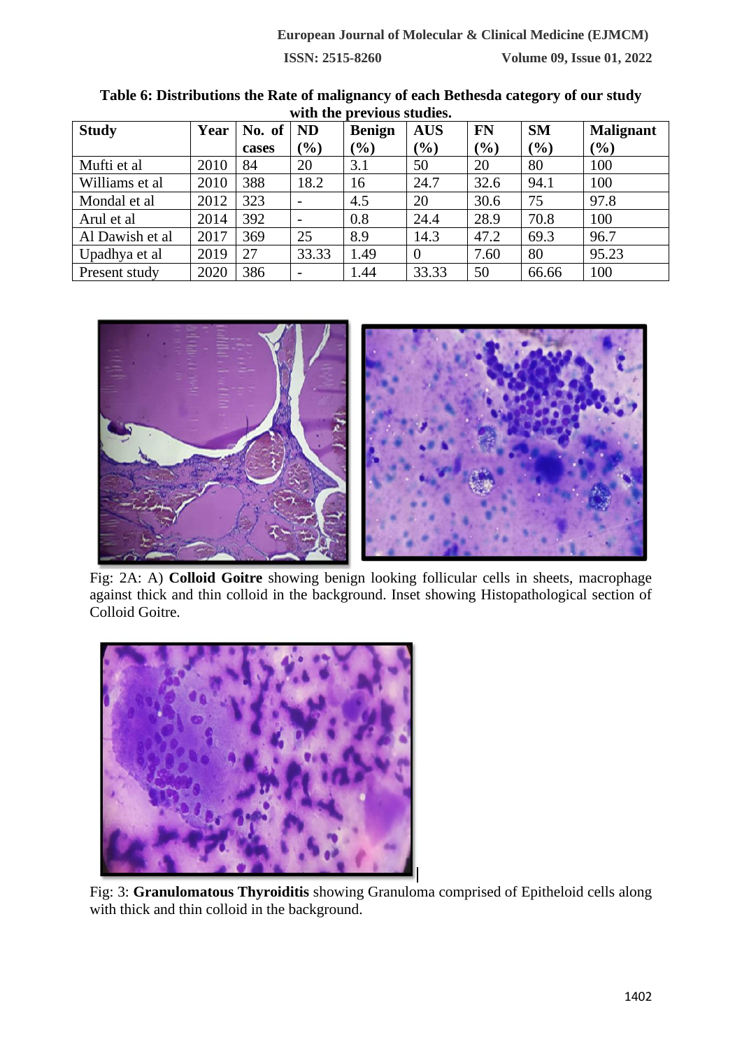**Table 6: Distributions the Rate of malignancy of each Bethesda category of our study with the previous studies.**

| Study | Year | No. of cases | ND (%) | Benign (%) | AUS (%) | FN (%) | SM (%) | Malignant (%) |
|---|---|---|---|---|---|---|---|---|
| Mufti et al | 2010 | 84 | 20 | 3.1 | 50 | 20 | 80 | 100 |
| Williams et al | 2010 | 388 | 18.2 | 16 | 24.7 | 32.6 | 94.1 | 100 |
| Mondal et al | 2012 | 323 | - | 4.5 | 20 | 30.6 | 75 | 97.8 |
| Arul et al | 2014 | 392 | - | 0.8 | 24.4 | 28.9 | 70.8 | 100 |
| Al Dawish et al | 2017 | 369 | 25 | 8.9 | 14.3 | 47.2 | 69.3 | 96.7 |
| Upadhya et al | 2019 | 27 | 33.33 | 1.49 | 0 | 7.60 | 80 | 95.23 |
| Present study | 2020 | 386 | - | 1.44 | 33.33 | 50 | 66.66 | 100 |

Fig: 2A: A) **Colloid Goitre** showing benign looking follicular cells in sheets, macrophage against thick and thin colloid in the background. Inset showing Histopathological section of Colloid Goitre.

Fig: 3: **Granulomatous Thyroiditis** showing Granuloma comprised of Epitheloid cells along with thick and thin colloid in the background.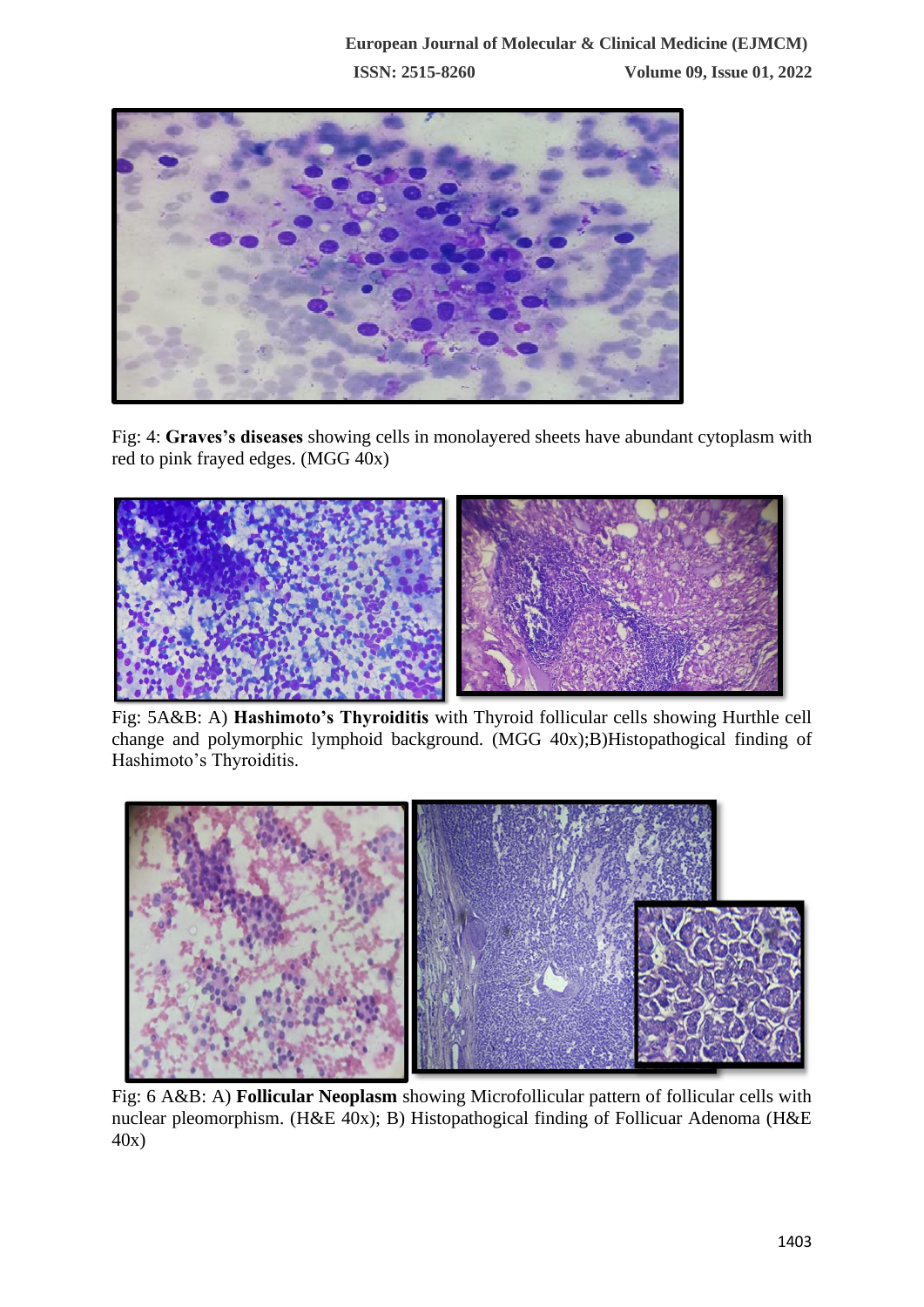Fig: 4: **Graves's diseases** showing cells in monolayered sheets have abundant cytoplasm with red to pink frayed edges. (MGG 40x)

Fig: 5A&B: A) **Hashimoto's Thyroiditis** with Thyroid follicular cells showing Hurthle cell change and polymorphic lymphoid background. (MGG 40x);B)Histopathogical finding of Hashimoto's Thyroiditis.

Fig: 6 A&B: A) **Follicular Neoplasm** showing Microfollicular pattern of follicular cells with nuclear pleomorphism. (H&E 40x); B) Histopathogical finding of Follicuar Adenoma (H&E 40x)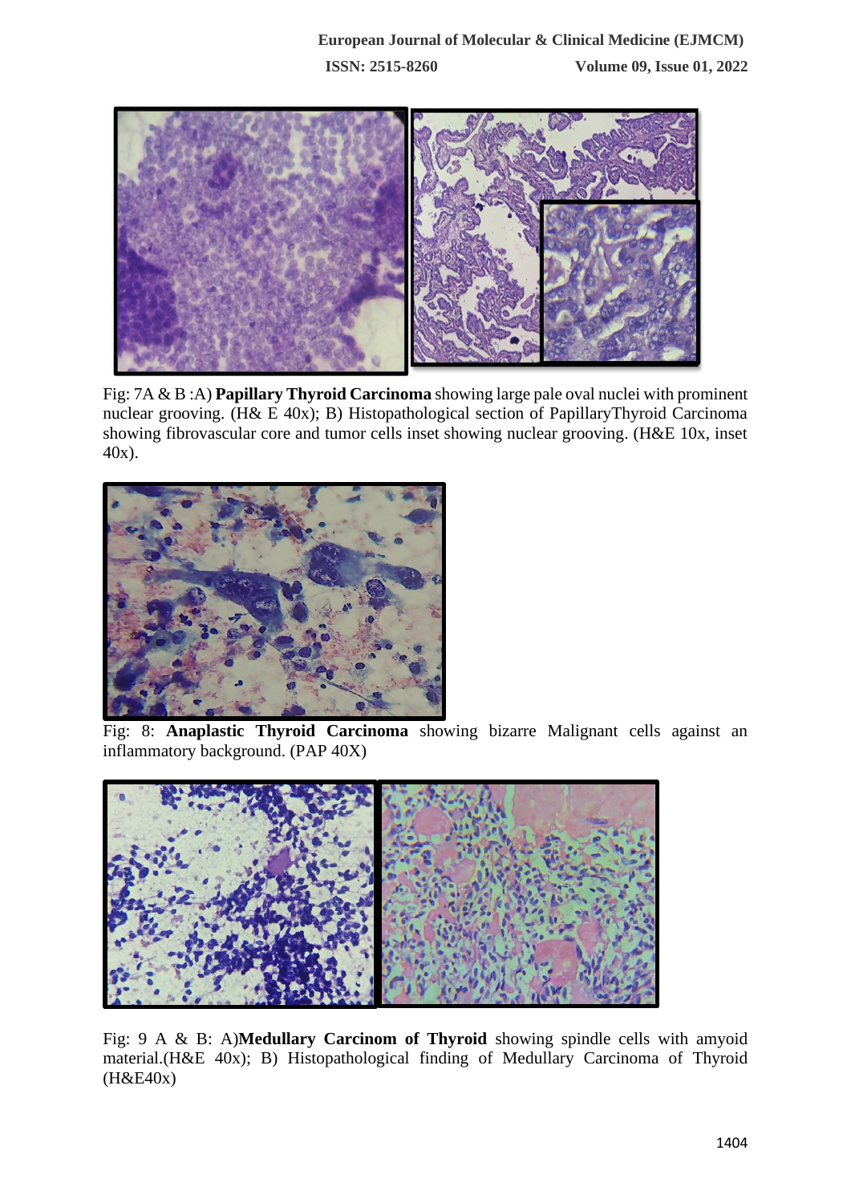Fig: 7A & B :A) **Papillary Thyroid Carcinoma** showing large pale oval nuclei with prominent nuclear grooving. (H& E 40x); B) Histopathological section of PapillaryThyroid Carcinoma showing fibrovascular core and tumor cells inset showing nuclear grooving. (H&E 10x, inset 40x).

Fig: 8: **Anaplastic Thyroid Carcinoma** showing bizarre Malignant cells against an inflammatory background. (PAP 40X)

Fig: 9 A & B: A)**Medullary Carcinom of Thyroid** showing spindle cells with amyoid material.(H&E 40x); B) Histopathological finding of Medullary Carcinoma of Thyroid (H&E40x)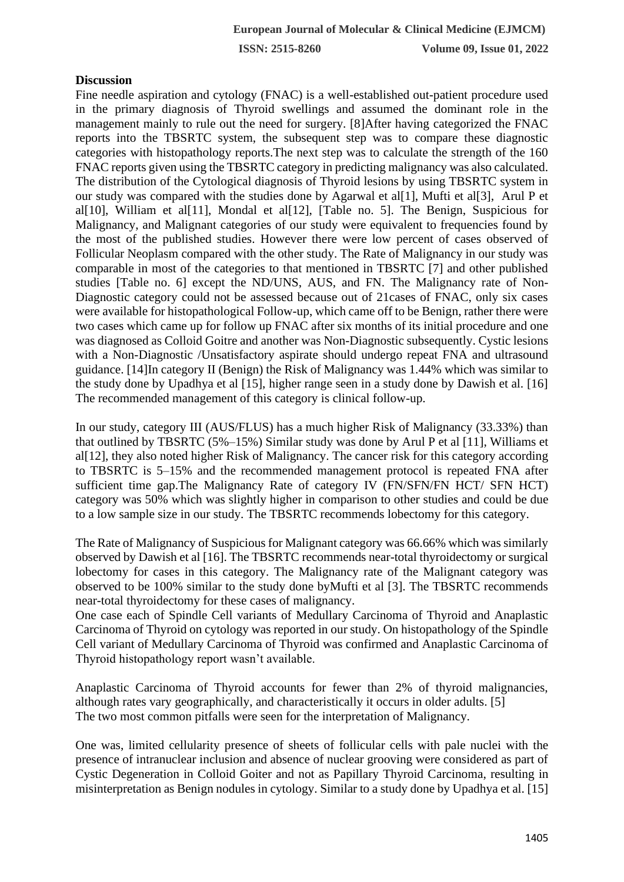## Discussion

Fine needle aspiration and cytology (FNAC) is a well-established out-patient procedure used in the primary diagnosis of Thyroid swellings and assumed the dominant role in the management mainly to rule out the need for surgery. [8]After having categorized the FNAC reports into the TBSRTC system, the subsequent step was to compare these diagnostic categories with histopathology reports.The next step was to calculate the strength of the 160 FNAC reports given using the TBSRTC category in predicting malignancy was also calculated. The distribution of the Cytological diagnosis of Thyroid lesions by using TBSRTC system in our study was compared with the studies done by Agarwal et al[1], Mufti et al[3], Arul P et al[10], William et al[11], Mondal et al[12], [Table no. 5]. The Benign, Suspicious for Malignancy, and Malignant categories of our study were equivalent to frequencies found by the most of the published studies. However there were low percent of cases observed of Follicular Neoplasm compared with the other study. The Rate of Malignancy in our study was comparable in most of the categories to that mentioned in TBSRTC [7] and other published studies [Table no. 6] except the ND/UNS, AUS, and FN. The Malignancy rate of Non-Diagnostic category could not be assessed because out of 21cases of FNAC, only six cases were available for histopathological Follow-up, which came off to be Benign, rather there were two cases which came up for follow up FNAC after six months of its initial procedure and one was diagnosed as Colloid Goitre and another was Non-Diagnostic subsequently. Cystic lesions with a Non-Diagnostic /Unsatisfactory aspirate should undergo repeat FNA and ultrasound guidance. [14]In category II (Benign) the Risk of Malignancy was 1.44% which was similar to the study done by Upadhya et al [15], higher range seen in a study done by Dawish et al. [16] The recommended management of this category is clinical follow-up.

In our study, category III (AUS/FLUS) has a much higher Risk of Malignancy (33.33%) than that outlined by TBSRTC (5%–15%) Similar study was done by Arul P et al [11], Williams et al[12], they also noted higher Risk of Malignancy. The cancer risk for this category according to TBSRTC is 5–15% and the recommended management protocol is repeated FNA after sufficient time gap.The Malignancy Rate of category IV (FN/SFN/FN HCT/ SFN HCT) category was 50% which was slightly higher in comparison to other studies and could be due to a low sample size in our study. The TBSRTC recommends lobectomy for this category.

The Rate of Malignancy of Suspicious for Malignant category was 66.66% which was similarly observed by Dawish et al [16]. The TBSRTC recommends near-total thyroidectomy or surgical lobectomy for cases in this category. The Malignancy rate of the Malignant category was observed to be 100% similar to the study done byMufti et al [3]. The TBSRTC recommends near-total thyroidectomy for these cases of malignancy.

One case each of Spindle Cell variants of Medullary Carcinoma of Thyroid and Anaplastic Carcinoma of Thyroid on cytology was reported in our study. On histopathology of the Spindle Cell variant of Medullary Carcinoma of Thyroid was confirmed and Anaplastic Carcinoma of Thyroid histopathology report wasn't available.

Anaplastic Carcinoma of Thyroid accounts for fewer than 2% of thyroid malignancies, although rates vary geographically, and characteristically it occurs in older adults. [5]
The two most common pitfalls were seen for the interpretation of Malignancy.

One was, limited cellularity presence of sheets of follicular cells with pale nuclei with the presence of intranuclear inclusion and absence of nuclear grooving were considered as part of Cystic Degeneration in Colloid Goiter and not as Papillary Thyroid Carcinoma, resulting in misinterpretation as Benign nodules in cytology. Similar to a study done by Upadhya et al. [15]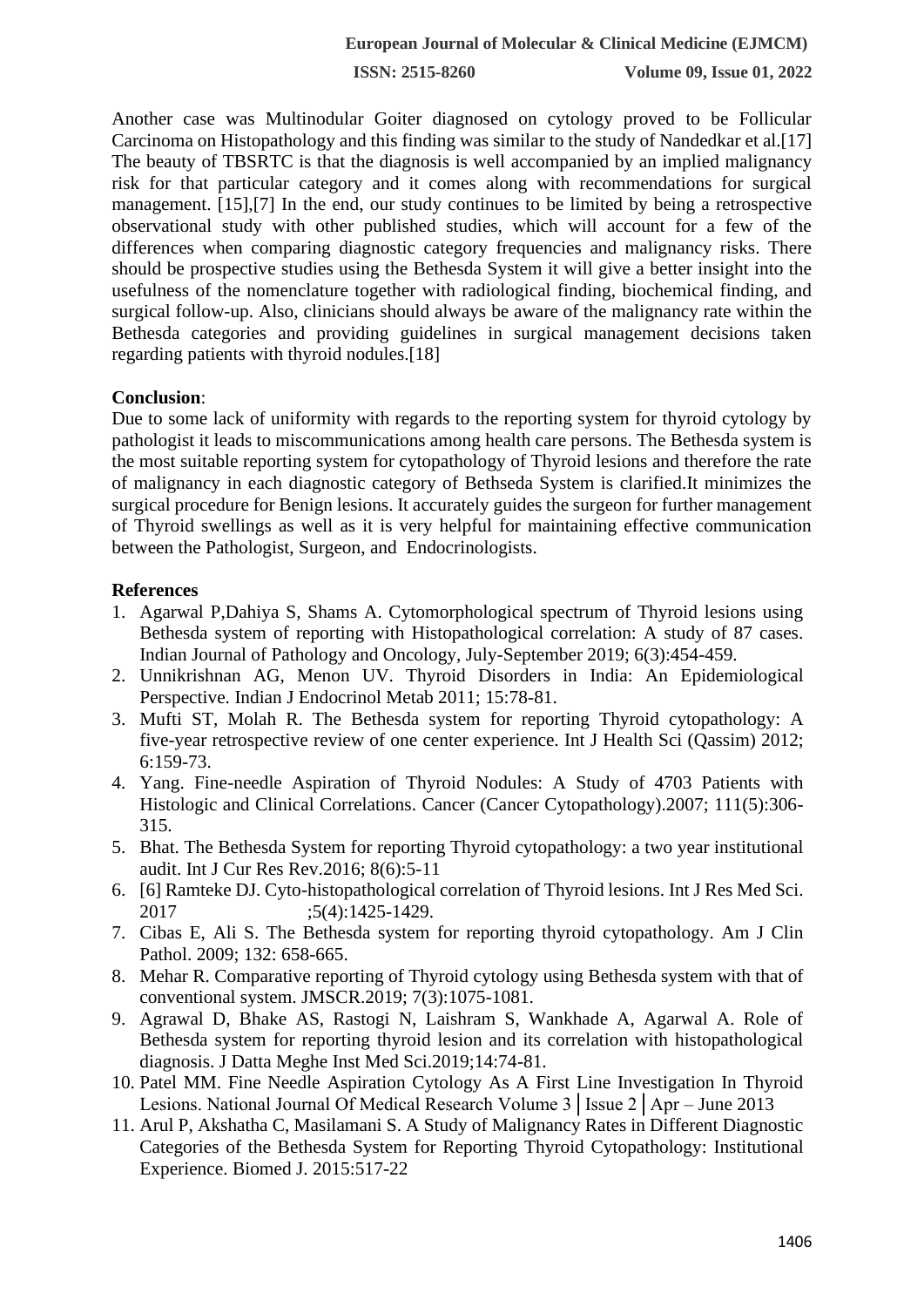Another case was Multinodular Goiter diagnosed on cytology proved to be Follicular Carcinoma on Histopathology and this finding was similar to the study of Nandedkar et al.[17] The beauty of TBSRTC is that the diagnosis is well accompanied by an implied malignancy risk for that particular category and it comes along with recommendations for surgical management. [15],[7] In the end, our study continues to be limited by being a retrospective observational study with other published studies, which will account for a few of the differences when comparing diagnostic category frequencies and malignancy risks. There should be prospective studies using the Bethesda System it will give a better insight into the usefulness of the nomenclature together with radiological finding, biochemical finding, and surgical follow-up. Also, clinicians should always be aware of the malignancy rate within the Bethesda categories and providing guidelines in surgical management decisions taken regarding patients with thyroid nodules.[18]

**Conclusion**:

Due to some lack of uniformity with regards to the reporting system for thyroid cytology by pathologist it leads to miscommunications among health care persons. The Bethesda system is the most suitable reporting system for cytopathology of Thyroid lesions and therefore the rate of malignancy in each diagnostic category of Bethseda System is clarified.It minimizes the surgical procedure for Benign lesions. It accurately guides the surgeon for further management of Thyroid swellings as well as it is very helpful for maintaining effective communication between the Pathologist, Surgeon, and Endocrinologists.

**References**

1. Agarwal P,Dahiya S, Shams A. Cytomorphological spectrum of Thyroid lesions using Bethesda system of reporting with Histopathological correlation: A study of 87 cases. Indian Journal of Pathology and Oncology, July-September 2019; 6(3):454-459.
2. Unnikrishnan AG, Menon UV. Thyroid Disorders in India: An Epidemiological Perspective. Indian J Endocrinol Metab 2011; 15:78-81.
3. Mufti ST, Molah R. The Bethesda system for reporting Thyroid cytopathology: A five-year retrospective review of one center experience. Int J Health Sci (Qassim) 2012; 6:159-73.
4. Yang. Fine-needle Aspiration of Thyroid Nodules: A Study of 4703 Patients with Histologic and Clinical Correlations. Cancer (Cancer Cytopathology).2007; 111(5):306-315.
5. Bhat. The Bethesda System for reporting Thyroid cytopathology: a two year institutional audit. Int J Cur Res Rev.2016; 8(6):5-11
6. [6] Ramteke DJ. Cyto-histopathological correlation of Thyroid lesions. Int J Res Med Sci. 2017 ;5(4):1425-1429.
7. Cibas E, Ali S. The Bethesda system for reporting thyroid cytopathology. Am J Clin Pathol. 2009; 132: 658-665.
8. Mehar R. Comparative reporting of Thyroid cytology using Bethesda system with that of conventional system. JMSCR.2019; 7(3):1075-1081.
9. Agrawal D, Bhake AS, Rastogi N, Laishram S, Wankhade A, Agarwal A. Role of Bethesda system for reporting thyroid lesion and its correlation with histopathological diagnosis. J Datta Meghe Inst Med Sci.2019;14:74-81.
10. Patel MM. Fine Needle Aspiration Cytology As A First Line Investigation In Thyroid Lesions. National Journal Of Medical Research Volume 3│Issue 2│Apr – June 2013
11. Arul P, Akshatha C, Masilamani S. A Study of Malignancy Rates in Different Diagnostic Categories of the Bethesda System for Reporting Thyroid Cytopathology: Institutional Experience. Biomed J. 2015:517-22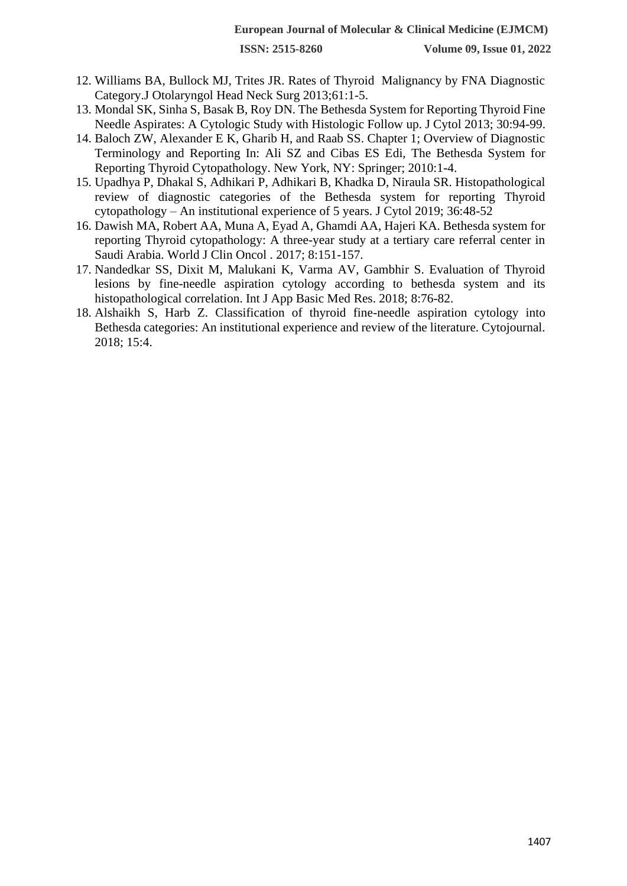12. Williams BA, Bullock MJ, Trites JR. Rates of Thyroid Malignancy by FNA Diagnostic Category.J Otolaryngol Head Neck Surg 2013;61:1-5.
13. Mondal SK, Sinha S, Basak B, Roy DN. The Bethesda System for Reporting Thyroid Fine Needle Aspirates: A Cytologic Study with Histologic Follow up. J Cytol 2013; 30:94-99.
14. Baloch ZW, Alexander E K, Gharib H, and Raab SS. Chapter 1; Overview of Diagnostic Terminology and Reporting In: Ali SZ and Cibas ES Edi, The Bethesda System for Reporting Thyroid Cytopathology. New York, NY: Springer; 2010:1-4.
15. Upadhya P, Dhakal S, Adhikari P, Adhikari B, Khadka D, Niraula SR. Histopathological review of diagnostic categories of the Bethesda system for reporting Thyroid cytopathology – An institutional experience of 5 years. J Cytol 2019; 36:48-52
16. Dawish MA, Robert AA, Muna A, Eyad A, Ghamdi AA, Hajeri KA. Bethesda system for reporting Thyroid cytopathology: A three-year study at a tertiary care referral center in Saudi Arabia. World J Clin Oncol . 2017; 8:151-157.
17. Nandedkar SS, Dixit M, Malukani K, Varma AV, Gambhir S. Evaluation of Thyroid lesions by fine-needle aspiration cytology according to bethesda system and its histopathological correlation. Int J App Basic Med Res. 2018; 8:76-82.
18. Alshaikh S, Harb Z. Classification of thyroid fine-needle aspiration cytology into Bethesda categories: An institutional experience and review of the literature. Cytojournal. 2018; 15:4.